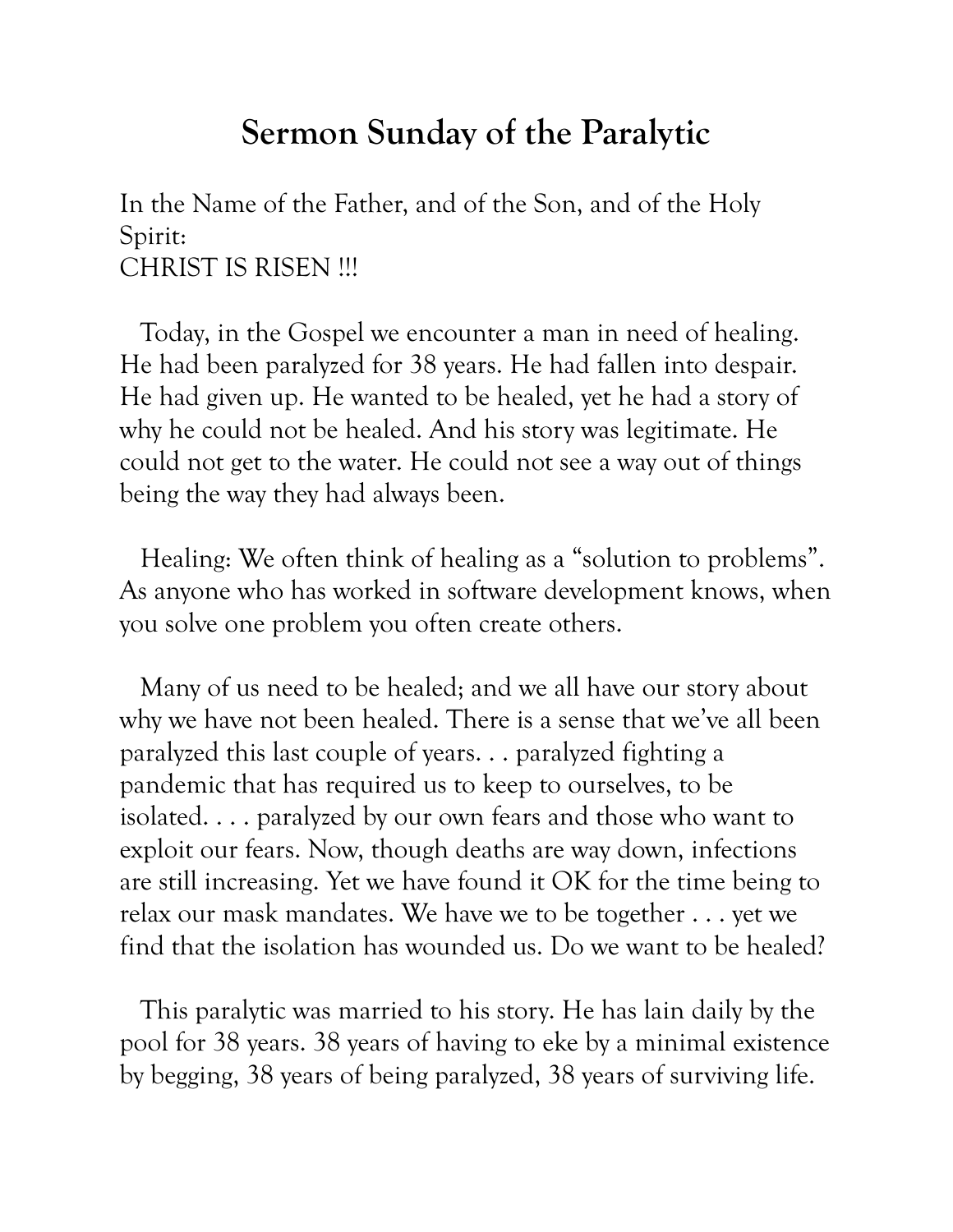# Sermon Sunday of the Paralytic

In the Name of the Father, and of the Son, and of the Holy Spirit:
CHRIST IS RISEN !!!

Today, in the Gospel we encounter a man in need of healing. He had been paralyzed for 38 years. He had fallen into despair. He had given up. He wanted to be healed, yet he had a story of why he could not be healed. And his story was legitimate. He could not get to the water. He could not see a way out of things being the way they had always been.

Healing: We often think of healing as a "solution to problems". As anyone who has worked in software development knows, when you solve one problem you often create others.

Many of us need to be healed; and we all have our story about why we have not been healed. There is a sense that we've all been paralyzed this last couple of years. . . paralyzed fighting a pandemic that has required us to keep to ourselves, to be isolated. . . . paralyzed by our own fears and those who want to exploit our fears. Now, though deaths are way down, infections are still increasing. Yet we have found it OK for the time being to relax our mask mandates. We have we to be together . . . yet we find that the isolation has wounded us. Do we want to be healed?

This paralytic was married to his story. He has lain daily by the pool for 38 years. 38 years of having to eke by a minimal existence by begging, 38 years of being paralyzed, 38 years of surviving life.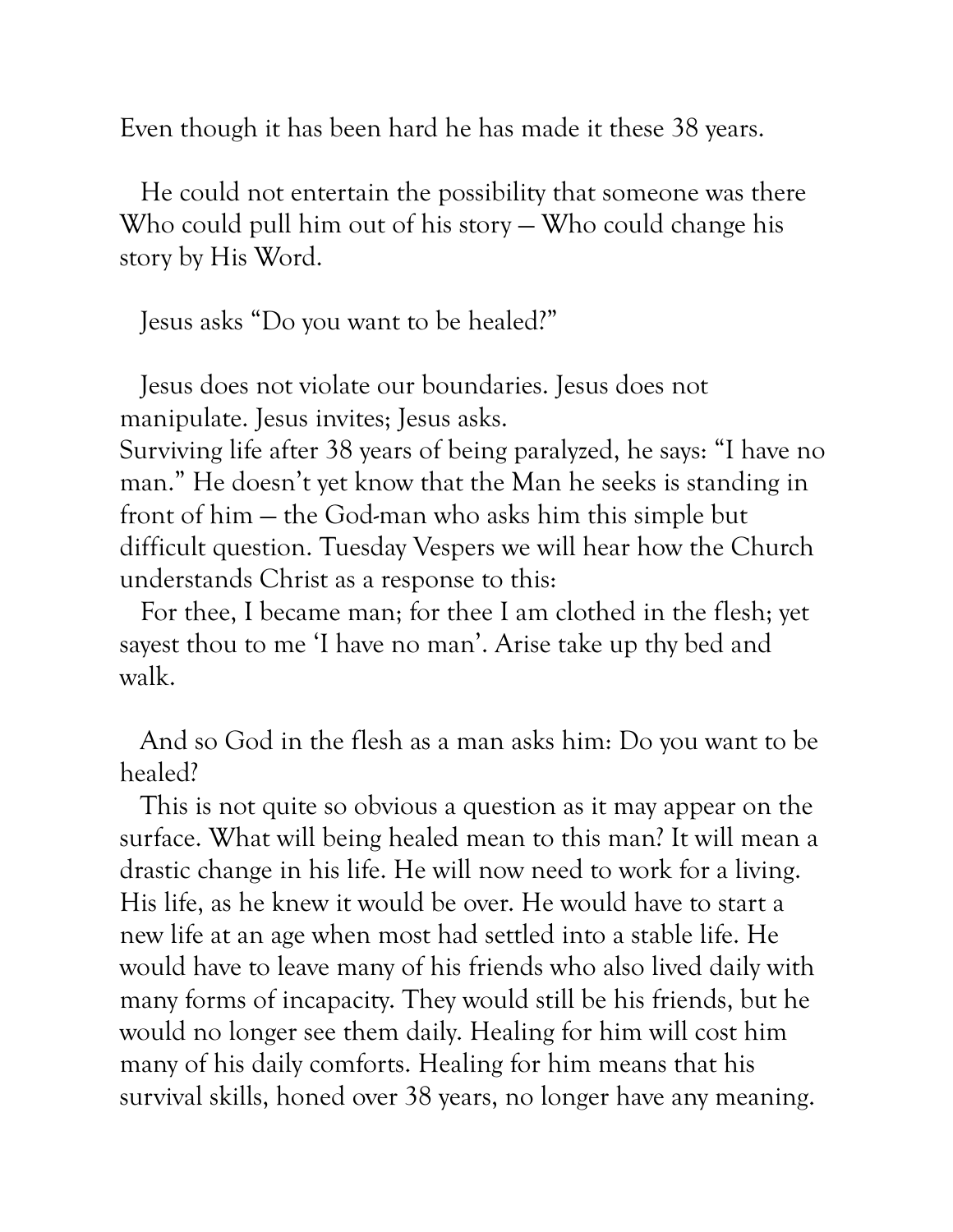Even though it has been hard he has made it these 38 years.

He could not entertain the possibility that someone was there Who could pull him out of his story — Who could change his story by His Word.

Jesus asks "Do you want to be healed?"

Jesus does not violate our boundaries. Jesus does not manipulate. Jesus invites; Jesus asks.
Surviving life after 38 years of being paralyzed, he says: "I have no man." He doesn't yet know that the Man he seeks is standing in front of him — the God-man who asks him this simple but difficult question. Tuesday Vespers we will hear how the Church understands Christ as a response to this:

For thee, I became man; for thee I am clothed in the flesh; yet sayest thou to me 'I have no man'. Arise take up thy bed and walk.

And so God in the flesh as a man asks him: Do you want to be healed?

This is not quite so obvious a question as it may appear on the surface. What will being healed mean to this man? It will mean a drastic change in his life. He will now need to work for a living. His life, as he knew it would be over. He would have to start a new life at an age when most had settled into a stable life. He would have to leave many of his friends who also lived daily with many forms of incapacity. They would still be his friends, but he would no longer see them daily. Healing for him will cost him many of his daily comforts. Healing for him means that his survival skills, honed over 38 years, no longer have any meaning.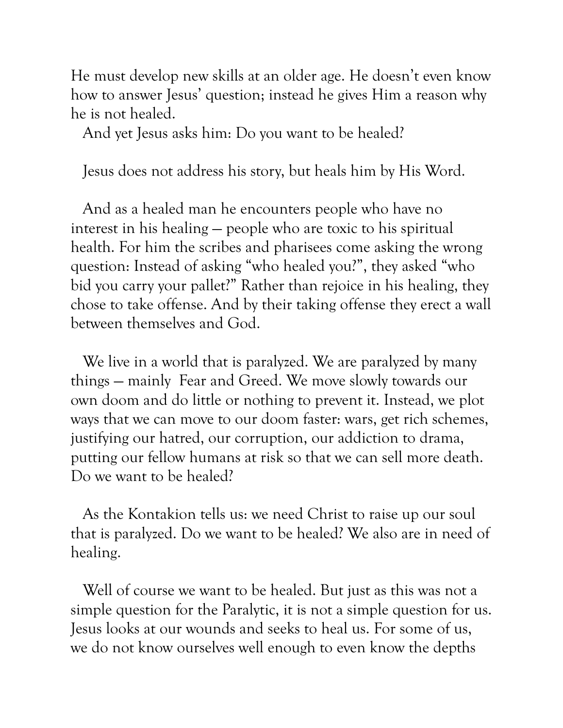He must develop new skills at an older age. He doesn't even know how to answer Jesus' question; instead he gives Him a reason why he is not healed.

And yet Jesus asks him: Do you want to be healed?

Jesus does not address his story, but heals him by His Word.

And as a healed man he encounters people who have no interest in his healing — people who are toxic to his spiritual health. For him the scribes and pharisees come asking the wrong question: Instead of asking "who healed you?", they asked "who bid you carry your pallet?" Rather than rejoice in his healing, they chose to take offense. And by their taking offense they erect a wall between themselves and God.

We live in a world that is paralyzed. We are paralyzed by many things — mainly Fear and Greed. We move slowly towards our own doom and do little or nothing to prevent it. Instead, we plot ways that we can move to our doom faster: wars, get rich schemes, justifying our hatred, our corruption, our addiction to drama, putting our fellow humans at risk so that we can sell more death. Do we want to be healed?

As the Kontakion tells us: we need Christ to raise up our soul that is paralyzed. Do we want to be healed? We also are in need of healing.

Well of course we want to be healed. But just as this was not a simple question for the Paralytic, it is not a simple question for us. Jesus looks at our wounds and seeks to heal us. For some of us, we do not know ourselves well enough to even know the depths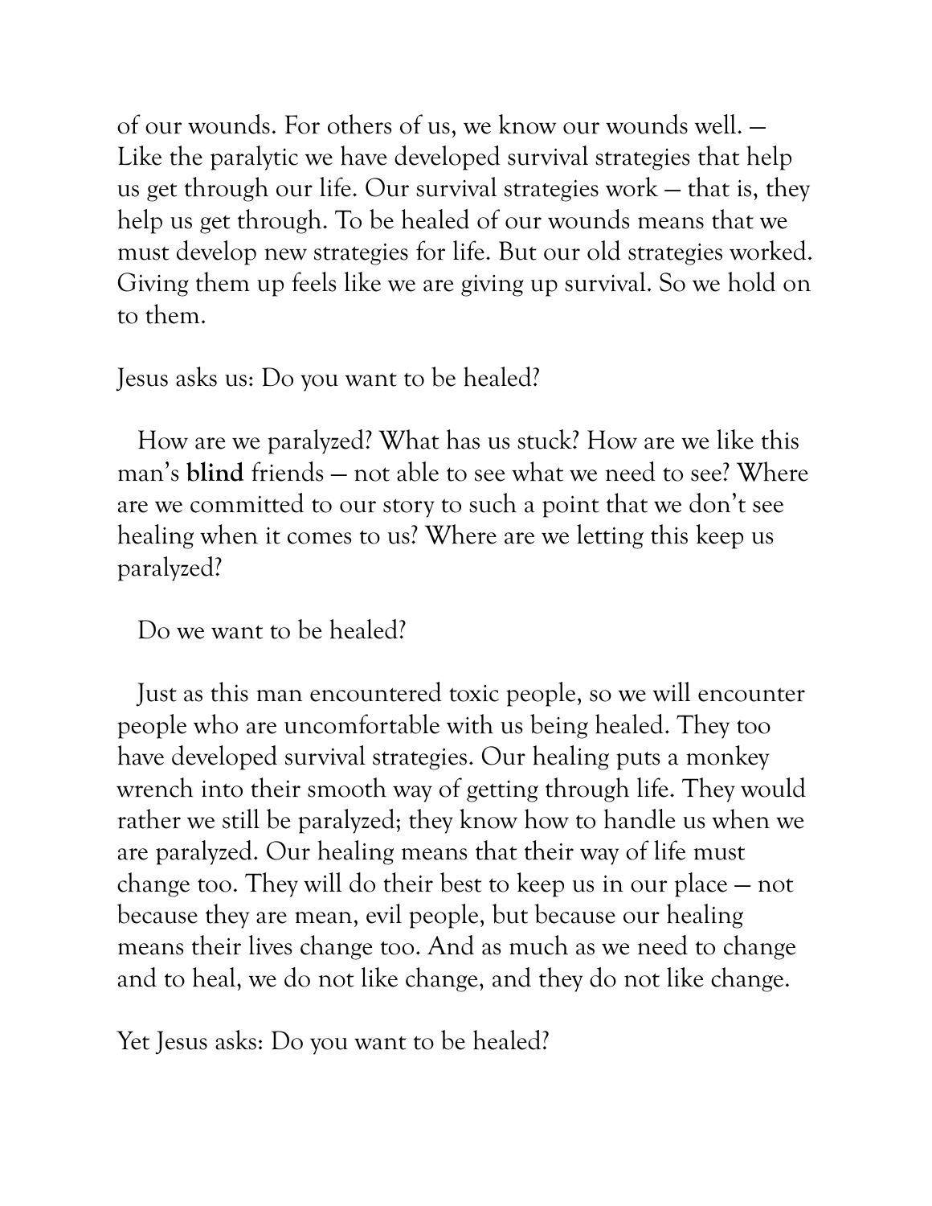of our wounds. For others of us, we know our wounds well. — Like the paralytic we have developed survival strategies that help us get through our life. Our survival strategies work — that is, they help us get through. To be healed of our wounds means that we must develop new strategies for life. But our old strategies worked. Giving them up feels like we are giving up survival. So we hold on to them.

Jesus asks us: Do you want to be healed?

How are we paralyzed? What has us stuck? How are we like this man's **blind** friends — not able to see what we need to see? Where are we committed to our story to such a point that we don't see healing when it comes to us? Where are we letting this keep us paralyzed?

Do we want to be healed?

Just as this man encountered toxic people, so we will encounter people who are uncomfortable with us being healed. They too have developed survival strategies. Our healing puts a monkey wrench into their smooth way of getting through life. They would rather we still be paralyzed; they know how to handle us when we are paralyzed. Our healing means that their way of life must change too. They will do their best to keep us in our place — not because they are mean, evil people, but because our healing means their lives change too. And as much as we need to change and to heal, we do not like change, and they do not like change.

Yet Jesus asks: Do you want to be healed?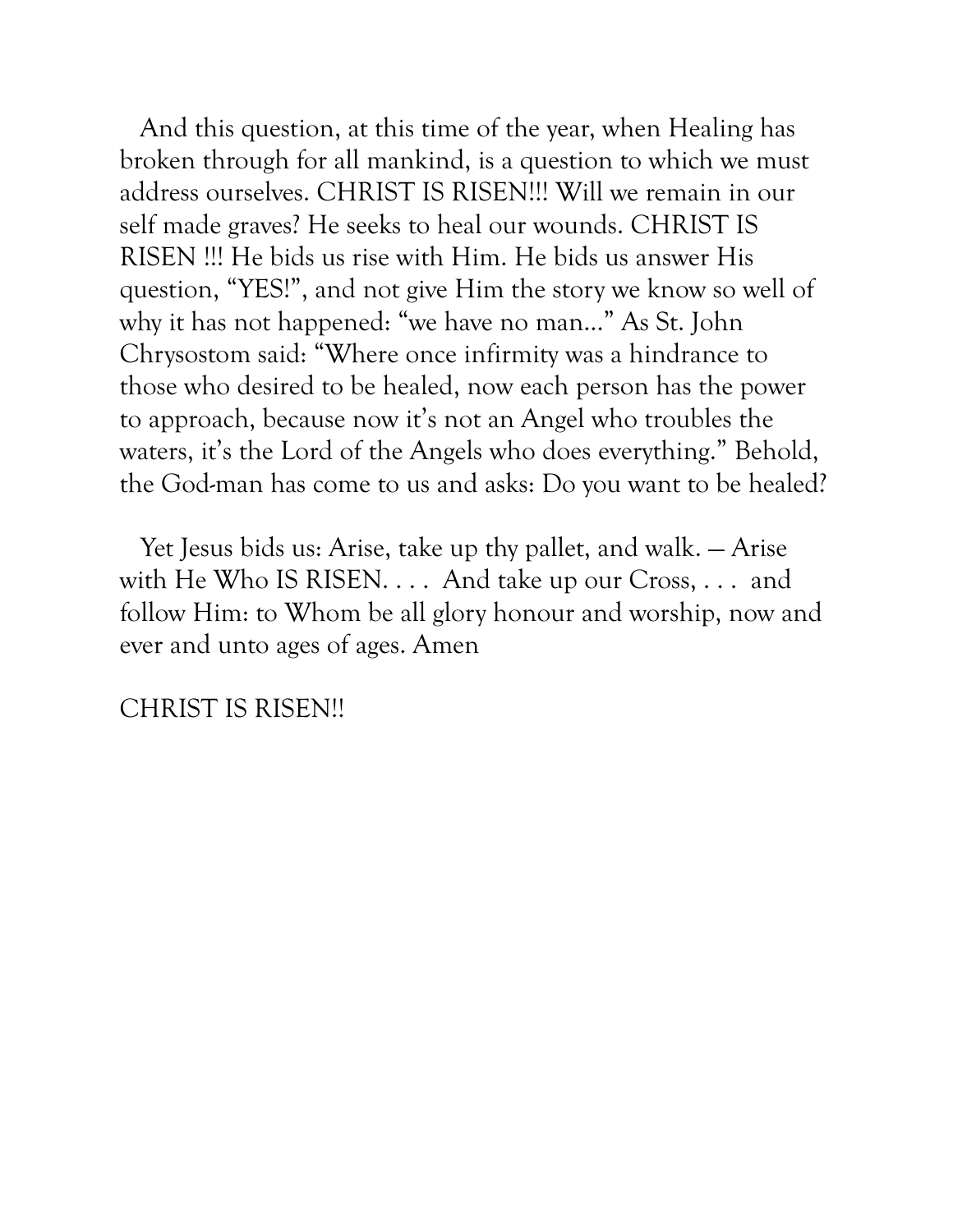And this question, at this time of the year, when Healing has broken through for all mankind, is a question to which we must address ourselves. CHRIST IS RISEN!!! Will we remain in our self made graves? He seeks to heal our wounds. CHRIST IS RISEN !!! He bids us rise with Him. He bids us answer His question, "YES!", and not give Him the story we know so well of why it has not happened: "we have no man…" As St. John Chrysostom said: "Where once infirmity was a hindrance to those who desired to be healed, now each person has the power to approach, because now it's not an Angel who troubles the waters, it's the Lord of the Angels who does everything." Behold, the God-man has come to us and asks: Do you want to be healed?

Yet Jesus bids us: Arise, take up thy pallet, and walk. — Arise with He Who IS RISEN. . . . And take up our Cross, . . . and follow Him: to Whom be all glory honour and worship, now and ever and unto ages of ages. Amen

CHRIST IS RISEN!!